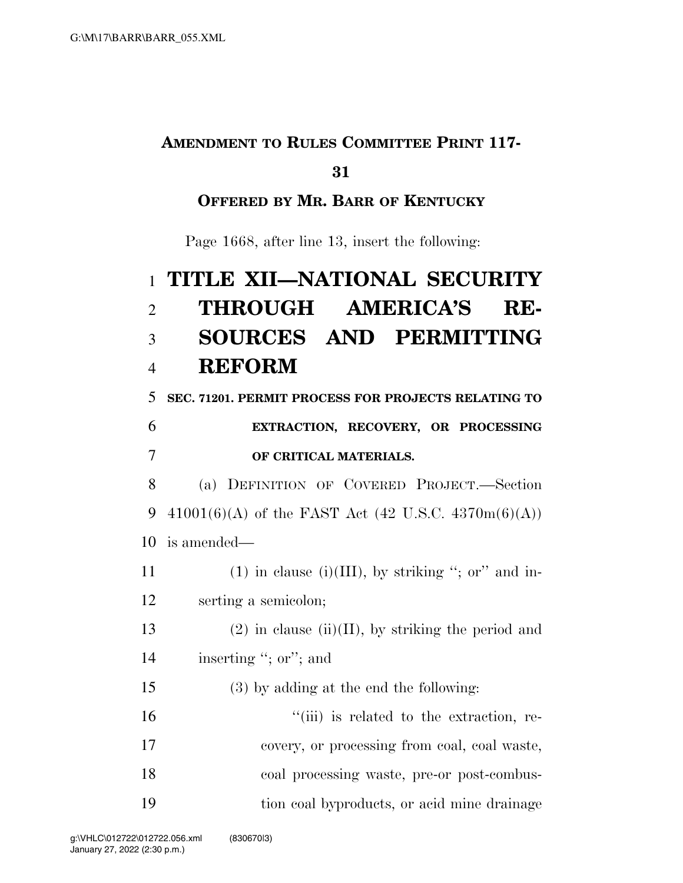**AMENDMENT TO RULES COMMITTEE PRINT 117-31**

**OFFERED BY MR. BARR OF KENTUCKY**

Page 1668, after line 13, insert the following:

# TITLE XII—NATIONAL SECURITY THROUGH AMERICA'S RESOURCES AND PERMITTING REFORM

### SEC. 71201. PERMIT PROCESS FOR PROJECTS RELATING TO EXTRACTION, RECOVERY, OR PROCESSING OF CRITICAL MATERIALS.

(a) DEFINITION OF COVERED PROJECT.—Section 41001(6)(A) of the FAST Act (42 U.S.C. 4370m(6)(A)) is amended—

(1) in clause (i)(III), by striking "; or" and inserting a semicolon;

(2) in clause (ii)(II), by striking the period and inserting "; or"; and

(3) by adding at the end the following:

"(iii) is related to the extraction, recovery, or processing from coal, coal waste, coal processing waste, pre-or post-combustion coal byproducts, or acid mine drainage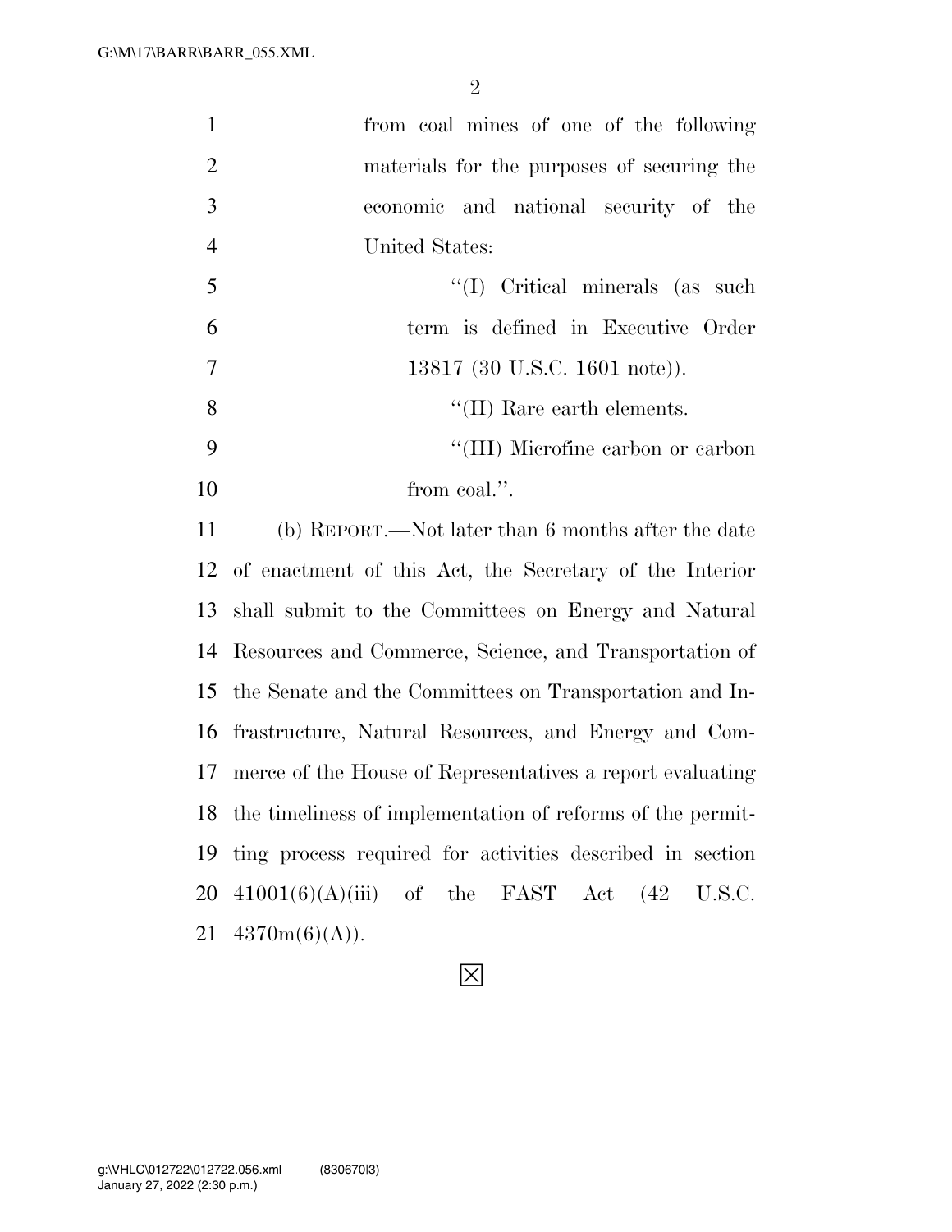from coal mines of one of the following materials for the purposes of securing the economic and national security of the United States:

''(I) Critical minerals (as such term is defined in Executive Order 13817 (30 U.S.C. 1601 note)).

''(II) Rare earth elements.

''(III) Microfine carbon or carbon from coal.''.

(b) REPORT.—Not later than 6 months after the date of enactment of this Act, the Secretary of the Interior shall submit to the Committees on Energy and Natural Resources and Commerce, Science, and Transportation of the Senate and the Committees on Transportation and Infrastructure, Natural Resources, and Energy and Commerce of the House of Representatives a report evaluating the timeliness of implementation of reforms of the permitting process required for activities described in section 41001(6)(A)(iii) of the FAST Act (42 U.S.C. 4370m(6)(A)).